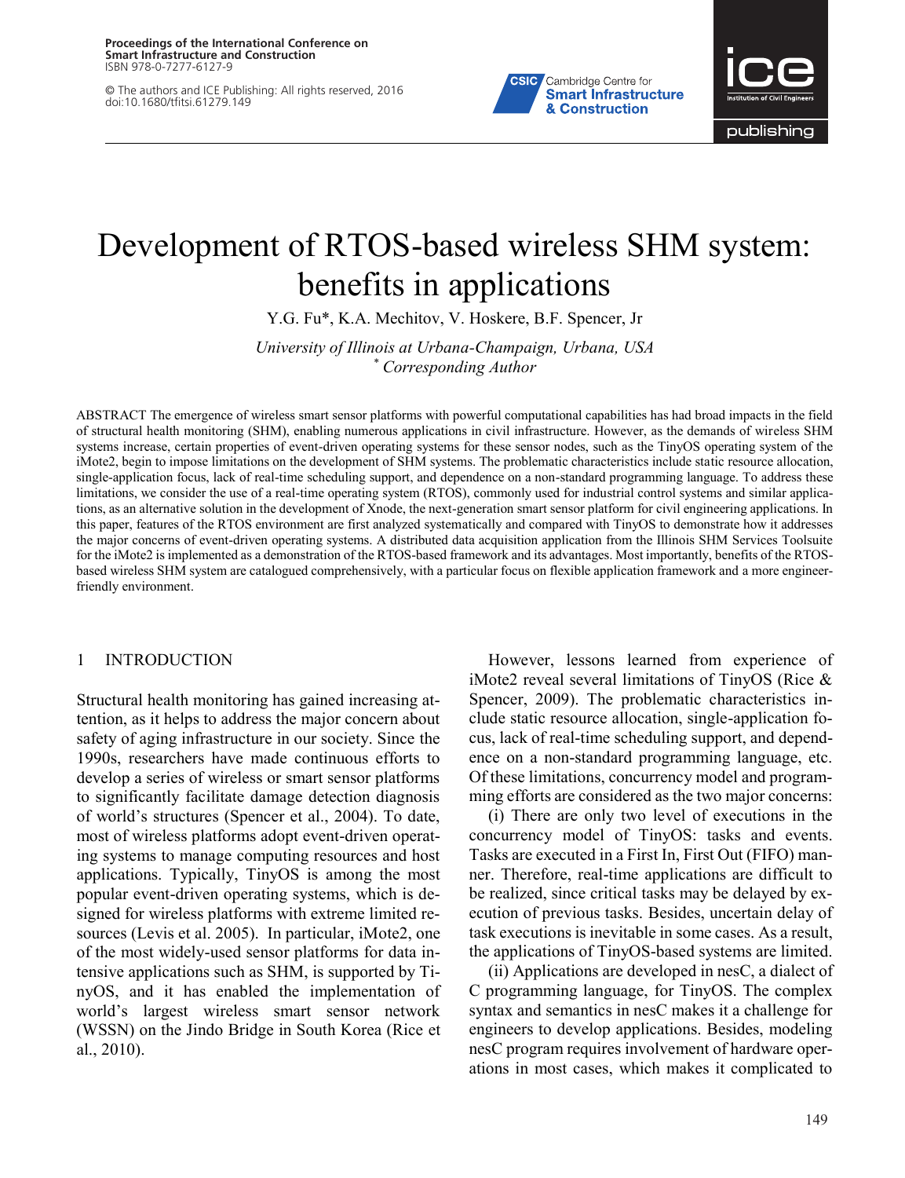# Development of RTOS-based wireless SHM system: benefits in applications

Y.G. Fu*, K.A. Mechitov, V. Hoskere, B.F. Spencer, Jr

*University of Illinois at Urbana-Champaign, Urbana, USA*
*\* Corresponding Author*

ABSTRACT The emergence of wireless smart sensor platforms with powerful computational capabilities has had broad impacts in the field of structural health monitoring (SHM), enabling numerous applications in civil infrastructure. However, as the demands of wireless SHM systems increase, certain properties of event-driven operating systems for these sensor nodes, such as the TinyOS operating system of the iMote2, begin to impose limitations on the development of SHM systems. The problematic characteristics include static resource allocation, single-application focus, lack of real-time scheduling support, and dependence on a non-standard programming language. To address these limitations, we consider the use of a real-time operating system (RTOS), commonly used for industrial control systems and similar applications, as an alternative solution in the development of Xnode, the next-generation smart sensor platform for civil engineering applications. In this paper, features of the RTOS environment are first analyzed systematically and compared with TinyOS to demonstrate how it addresses the major concerns of event-driven operating systems. A distributed data acquisition application from the Illinois SHM Services Toolsuite for the iMote2 is implemented as a demonstration of the RTOS-based framework and its advantages. Most importantly, benefits of the RTOS-based wireless SHM system are catalogued comprehensively, with a particular focus on flexible application framework and a more engineer-friendly environment.

## 1 INTRODUCTION

Structural health monitoring has gained increasing attention, as it helps to address the major concern about safety of aging infrastructure in our society. Since the 1990s, researchers have made continuous efforts to develop a series of wireless or smart sensor platforms to significantly facilitate damage detection diagnosis of world's structures (Spencer et al., 2004). To date, most of wireless platforms adopt event-driven operating systems to manage computing resources and host applications. Typically, TinyOS is among the most popular event-driven operating systems, which is designed for wireless platforms with extreme limited resources (Levis et al. 2005). In particular, iMote2, one of the most widely-used sensor platforms for data intensive applications such as SHM, is supported by TinyOS, and it has enabled the implementation of world's largest wireless smart sensor network (WSSN) on the Jindo Bridge in South Korea (Rice et al., 2010).

However, lessons learned from experience of iMote2 reveal several limitations of TinyOS (Rice & Spencer, 2009). The problematic characteristics include static resource allocation, single-application focus, lack of real-time scheduling support, and dependence on a non-standard programming language, etc. Of these limitations, concurrency model and programming efforts are considered as the two major concerns:

(i) There are only two level of executions in the concurrency model of TinyOS: tasks and events. Tasks are executed in a First In, First Out (FIFO) manner. Therefore, real-time applications are difficult to be realized, since critical tasks may be delayed by execution of previous tasks. Besides, uncertain delay of task executions is inevitable in some cases. As a result, the applications of TinyOS-based systems are limited.

(ii) Applications are developed in nesC, a dialect of C programming language, for TinyOS. The complex syntax and semantics in nesC makes it a challenge for engineers to develop applications. Besides, modeling nesC program requires involvement of hardware operations in most cases, which makes it complicated to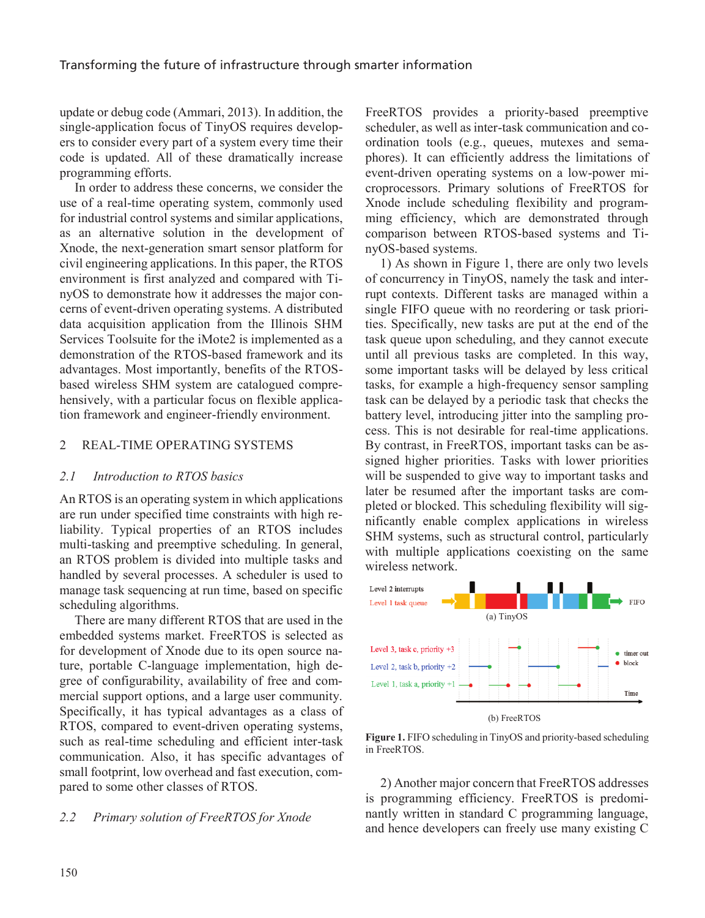update or debug code (Ammari, 2013). In addition, the single-application focus of TinyOS requires developers to consider every part of a system every time their code is updated. All of these dramatically increase programming efforts.

In order to address these concerns, we consider the use of a real-time operating system, commonly used for industrial control systems and similar applications, as an alternative solution in the development of Xnode, the next-generation smart sensor platform for civil engineering applications. In this paper, the RTOS environment is first analyzed and compared with TinyOS to demonstrate how it addresses the major concerns of event-driven operating systems. A distributed data acquisition application from the Illinois SHM Services Toolsuite for the iMote2 is implemented as a demonstration of the RTOS-based framework and its advantages. Most importantly, benefits of the RTOS-based wireless SHM system are catalogued comprehensively, with a particular focus on flexible application framework and engineer-friendly environment.

## 2 REAL-TIME OPERATING SYSTEMS

### 2.1 Introduction to RTOS basics

An RTOS is an operating system in which applications are run under specified time constraints with high reliability. Typical properties of an RTOS includes multi-tasking and preemptive scheduling. In general, an RTOS problem is divided into multiple tasks and handled by several processes. A scheduler is used to manage task sequencing at run time, based on specific scheduling algorithms.

There are many different RTOS that are used in the embedded systems market. FreeRTOS is selected as for development of Xnode due to its open source nature, portable C-language implementation, high degree of configurability, availability of free and commercial support options, and a large user community. Specifically, it has typical advantages as a class of RTOS, compared to event-driven operating systems, such as real-time scheduling and efficient inter-task communication. Also, it has specific advantages of small footprint, low overhead and fast execution, compared to some other classes of RTOS.

### 2.2 Primary solution of FreeRTOS for Xnode

FreeRTOS provides a priority-based preemptive scheduler, as well as inter-task communication and coordination tools (e.g., queues, mutexes and semaphores). It can efficiently address the limitations of event-driven operating systems on a low-power microprocessors. Primary solutions of FreeRTOS for Xnode include scheduling flexibility and programming efficiency, which are demonstrated through comparison between RTOS-based systems and TinyOS-based systems.

1) As shown in Figure 1, there are only two levels of concurrency in TinyOS, namely the task and interrupt contexts. Different tasks are managed within a single FIFO queue with no reordering or task priorities. Specifically, new tasks are put at the end of the task queue upon scheduling, and they cannot execute until all previous tasks are completed. In this way, some important tasks will be delayed by less critical tasks, for example a high-frequency sensor sampling task can be delayed by a periodic task that checks the battery level, introducing jitter into the sampling process. This is not desirable for real-time applications. By contrast, in FreeRTOS, important tasks can be assigned higher priorities. Tasks with lower priorities will be suspended to give way to important tasks and later be resumed after the important tasks are completed or blocked. This scheduling flexibility will significantly enable complex applications in wireless SHM systems, such as structural control, particularly with multiple applications coexisting on the same wireless network.

Figure 1. FIFO scheduling in TinyOS and priority-based scheduling in FreeRTOS.

2) Another major concern that FreeRTOS addresses is programming efficiency. FreeRTOS is predominantly written in standard C programming language, and hence developers can freely use many existing C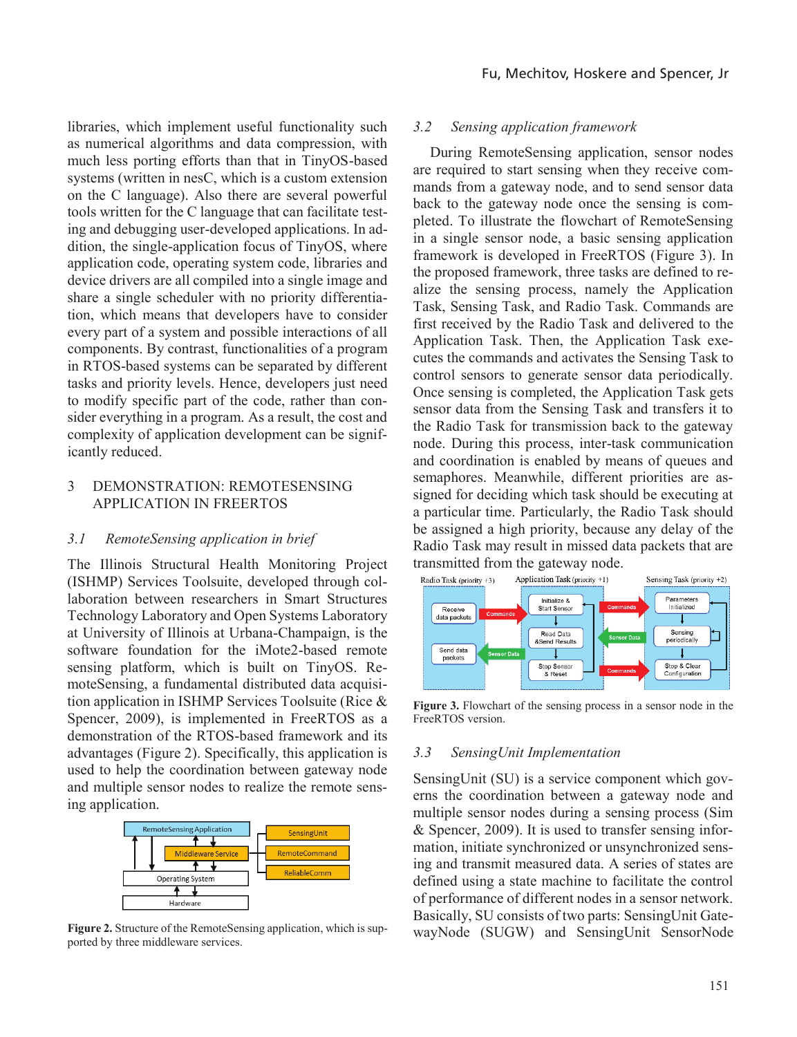libraries, which implement useful functionality such as numerical algorithms and data compression, with much less porting efforts than that in TinyOS-based systems (written in nesC, which is a custom extension on the C language). Also there are several powerful tools written for the C language that can facilitate testing and debugging user-developed applications. In addition, the single-application focus of TinyOS, where application code, operating system code, libraries and device drivers are all compiled into a single image and share a single scheduler with no priority differentiation, which means that developers have to consider every part of a system and possible interactions of all components. By contrast, functionalities of a program in RTOS-based systems can be separated by different tasks and priority levels. Hence, developers just need to modify specific part of the code, rather than consider everything in a program. As a result, the cost and complexity of application development can be significantly reduced.

## 3 DEMONSTRATION: REMOTESENSING APPLICATION IN FREERTOS

### *3.1 RemoteSensing application in brief*

The Illinois Structural Health Monitoring Project (ISHMP) Services Toolsuite, developed through collaboration between researchers in Smart Structures Technology Laboratory and Open Systems Laboratory at University of Illinois at Urbana-Champaign, is the software foundation for the iMote2-based remote sensing platform, which is built on TinyOS. RemoteSensing, a fundamental distributed data acquisition application in ISHMP Services Toolsuite (Rice & Spencer, 2009), is implemented in FreeRTOS as a demonstration of the RTOS-based framework and its advantages (Figure 2). Specifically, this application is used to help the coordination between gateway node and multiple sensor nodes to realize the remote sensing application.

**Figure 2.** Structure of the RemoteSensing application, which is supported by three middleware services.

### *3.2 Sensing application framework*

During RemoteSensing application, sensor nodes are required to start sensing when they receive commands from a gateway node, and to send sensor data back to the gateway node once the sensing is completed. To illustrate the flowchart of RemoteSensing in a single sensor node, a basic sensing application framework is developed in FreeRTOS (Figure 3). In the proposed framework, three tasks are defined to realize the sensing process, namely the Application Task, Sensing Task, and Radio Task. Commands are first received by the Radio Task and delivered to the Application Task. Then, the Application Task executes the commands and activates the Sensing Task to control sensors to generate sensor data periodically. Once sensing is completed, the Application Task gets sensor data from the Sensing Task and transfers it to the Radio Task for transmission back to the gateway node. During this process, inter-task communication and coordination is enabled by means of queues and semaphores. Meanwhile, different priorities are assigned for deciding which task should be executing at a particular time. Particularly, the Radio Task should be assigned a high priority, because any delay of the Radio Task may result in missed data packets that are transmitted from the gateway node.

**Figure 3.** Flowchart of the sensing process in a sensor node in the FreeRTOS version.

### *3.3 SensingUnit Implementation*

SensingUnit (SU) is a service component which governs the coordination between a gateway node and multiple sensor nodes during a sensing process (Sim & Spencer, 2009). It is used to transfer sensing information, initiate synchronized or unsynchronized sensing and transmit measured data. A series of states are defined using a state machine to facilitate the control of performance of different nodes in a sensor network. Basically, SU consists of two parts: SensingUnit GatewayNode (SUGW) and SensingUnit SensorNode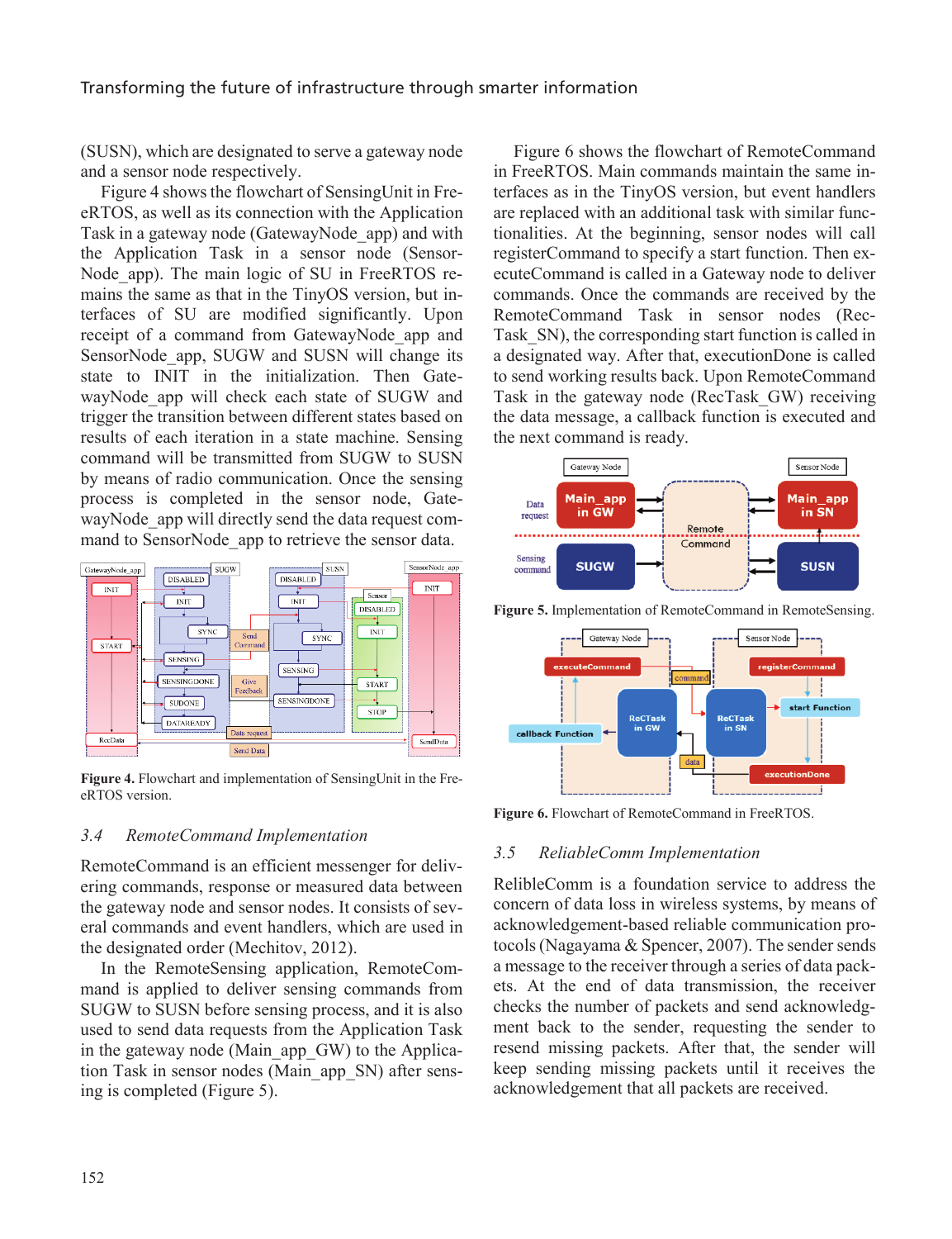(SUSN), which are designated to serve a gateway node and a sensor node respectively.

Figure 4 shows the flowchart of SensingUnit in FreeRTOS, as well as its connection with the Application Task in a gateway node (GatewayNode_app) and with the Application Task in a sensor node (SensorNode_app). The main logic of SU in FreeRTOS remains the same as that in the TinyOS version, but interfaces of SU are modified significantly. Upon receipt of a command from GatewayNode_app and SensorNode_app, SUGW and SUSN will change its state to INIT in the initialization. Then GatewayNode_app will check each state of SUGW and trigger the transition between different states based on results of each iteration in a state machine. Sensing command will be transmitted from SUGW to SUSN by means of radio communication. Once the sensing process is completed in the sensor node, GatewayNode_app will directly send the data request command to SensorNode_app to retrieve the sensor data.

**Figure 4.** Flowchart and implementation of SensingUnit in the FreeRTOS version.

### 3.4 RemoteCommand Implementation

RemoteCommand is an efficient messenger for delivering commands, response or measured data between the gateway node and sensor nodes. It consists of several commands and event handlers, which are used in the designated order (Mechitov, 2012).

In the RemoteSensing application, RemoteCommand is applied to deliver sensing commands from SUGW to SUSN before sensing process, and it is also used to send data requests from the Application Task in the gateway node (Main_app_GW) to the Application Task in sensor nodes (Main_app_SN) after sensing is completed (Figure 5).

Figure 6 shows the flowchart of RemoteCommand in FreeRTOS. Main commands maintain the same interfaces as in the TinyOS version, but event handlers are replaced with an additional task with similar functionalities. At the beginning, sensor nodes will call registerCommand to specify a start function. Then executeCommand is called in a Gateway node to deliver commands. Once the commands are received by the RemoteCommand Task in sensor nodes (RecTask_SN), the corresponding start function is called in a designated way. After that, executionDone is called to send working results back. Upon RemoteCommand Task in the gateway node (RecTask_GW) receiving the data message, a callback function is executed and the next command is ready.

**Figure 5.** Implementation of RemoteCommand in RemoteSensing.

**Figure 6.** Flowchart of RemoteCommand in FreeRTOS.

### 3.5 ReliableComm Implementation

RelibleComm is a foundation service to address the concern of data loss in wireless systems, by means of acknowledgement-based reliable communication protocols (Nagayama & Spencer, 2007). The sender sends a message to the receiver through a series of data packets. At the end of data transmission, the receiver checks the number of packets and send acknowledgment back to the sender, requesting the sender to resend missing packets. After that, the sender will keep sending missing packets until it receives the acknowledgement that all packets are received.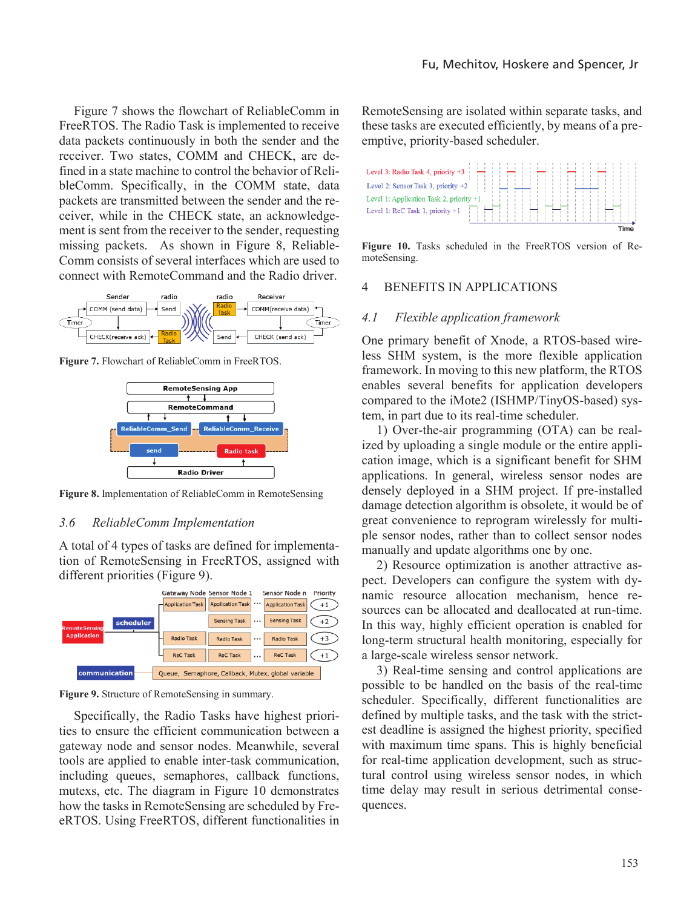Figure 7 shows the flowchart of ReliableComm in FreeRTOS. The Radio Task is implemented to receive data packets continuously in both the sender and the receiver. Two states, COMM and CHECK, are defined in a state machine to control the behavior of ReliableComm. Specifically, in the COMM state, data packets are transmitted between the sender and the receiver, while in the CHECK state, an acknowledgement is sent from the receiver to the sender, requesting missing packets. As shown in Figure 8, ReliableComm consists of several interfaces which are used to connect with RemoteCommand and the Radio driver.

**Figure 7.** Flowchart of ReliableComm in FreeRTOS.

**Figure 8.** Implementation of ReliableComm in RemoteSensing

### 3.6 *ReliableComm Implementation*

A total of 4 types of tasks are defined for implementation of RemoteSensing in FreeRTOS, assigned with different priorities (Figure 9).

**Figure 9.** Structure of RemoteSensing in summary.

Specifically, the Radio Tasks have highest priorities to ensure the efficient communication between a gateway node and sensor nodes. Meanwhile, several tools are applied to enable inter-task communication, including queues, semaphores, callback functions, mutexs, etc. The diagram in Figure 10 demonstrates how the tasks in RemoteSensing are scheduled by FreeRTOS. Using FreeRTOS, different functionalities in RemoteSensing are isolated within separate tasks, and these tasks are executed efficiently, by means of a pre-emptive, priority-based scheduler.

**Figure 10.** Tasks scheduled in the FreeRTOS version of RemoteSensing.

## 4 BENEFITS IN APPLICATIONS

### 4.1 *Flexible application framework*

One primary benefit of Xnode, a RTOS-based wireless SHM system, is the more flexible application framework. In moving to this new platform, the RTOS enables several benefits for application developers compared to the iMote2 (ISHMP/TinyOS-based) system, in part due to its real-time scheduler.

1) Over-the-air programming (OTA) can be realized by uploading a single module or the entire application image, which is a significant benefit for SHM applications. In general, wireless sensor nodes are densely deployed in a SHM project. If pre-installed damage detection algorithm is obsolete, it would be of great convenience to reprogram wirelessly for multiple sensor nodes, rather than to collect sensor nodes manually and update algorithms one by one.

2) Resource optimization is another attractive aspect. Developers can configure the system with dynamic resource allocation mechanism, hence resources can be allocated and deallocated at run-time. In this way, highly efficient operation is enabled for long-term structural health monitoring, especially for a large-scale wireless sensor network.

3) Real-time sensing and control applications are possible to be handled on the basis of the real-time scheduler. Specifically, different functionalities are defined by multiple tasks, and the task with the strictest deadline is assigned the highest priority, specified with maximum time spans. This is highly beneficial for real-time application development, such as structural control using wireless sensor nodes, in which time delay may result in serious detrimental consequences.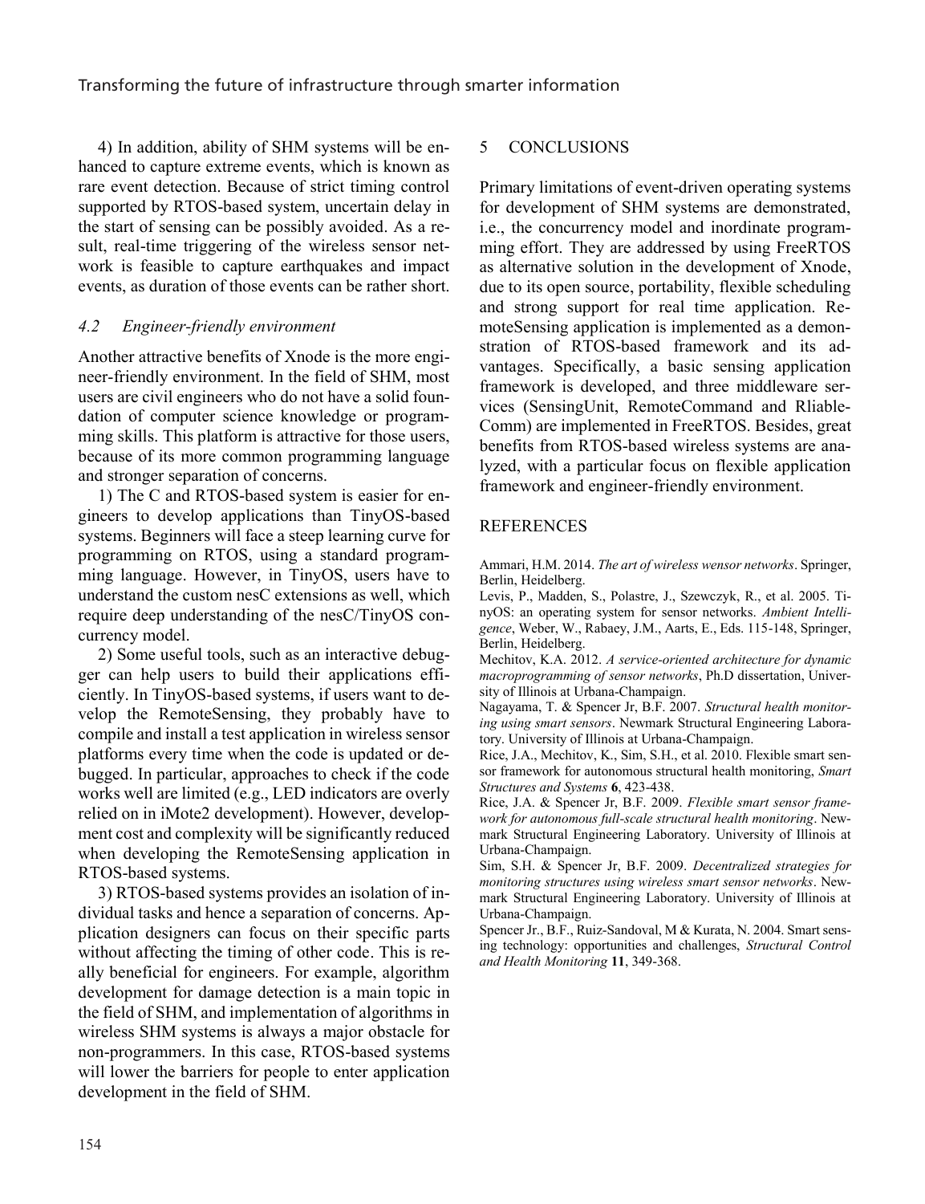4) In addition, ability of SHM systems will be enhanced to capture extreme events, which is known as rare event detection. Because of strict timing control supported by RTOS-based system, uncertain delay in the start of sensing can be possibly avoided. As a result, real-time triggering of the wireless sensor network is feasible to capture earthquakes and impact events, as duration of those events can be rather short.

### *4.2 Engineer-friendly environment*

Another attractive benefits of Xnode is the more engineer-friendly environment. In the field of SHM, most users are civil engineers who do not have a solid foundation of computer science knowledge or programming skills. This platform is attractive for those users, because of its more common programming language and stronger separation of concerns.

1) The C and RTOS-based system is easier for engineers to develop applications than TinyOS-based systems. Beginners will face a steep learning curve for programming on RTOS, using a standard programming language. However, in TinyOS, users have to understand the custom nesC extensions as well, which require deep understanding of the nesC/TinyOS concurrency model.

2) Some useful tools, such as an interactive debugger can help users to build their applications efficiently. In TinyOS-based systems, if users want to develop the RemoteSensing, they probably have to compile and install a test application in wireless sensor platforms every time when the code is updated or debugged. In particular, approaches to check if the code works well are limited (e.g., LED indicators are overly relied on in iMote2 development). However, development cost and complexity will be significantly reduced when developing the RemoteSensing application in RTOS-based systems.

3) RTOS-based systems provides an isolation of individual tasks and hence a separation of concerns. Application designers can focus on their specific parts without affecting the timing of other code. This is really beneficial for engineers. For example, algorithm development for damage detection is a main topic in the field of SHM, and implementation of algorithms in wireless SHM systems is always a major obstacle for non-programmers. In this case, RTOS-based systems will lower the barriers for people to enter application development in the field of SHM.

## 5 CONCLUSIONS

Primary limitations of event-driven operating systems for development of SHM systems are demonstrated, i.e., the concurrency model and inordinate programming effort. They are addressed by using FreeRTOS as alternative solution in the development of Xnode, due to its open source, portability, flexible scheduling and strong support for real time application. RemoteSensing application is implemented as a demonstration of RTOS-based framework and its advantages. Specifically, a basic sensing application framework is developed, and three middleware services (SensingUnit, RemoteCommand and RliableComm) are implemented in FreeRTOS. Besides, great benefits from RTOS-based wireless systems are analyzed, with a particular focus on flexible application framework and engineer-friendly environment.

## REFERENCES

Ammari, H.M. 2014. *The art of wireless wensor networks*. Springer, Berlin, Heidelberg.

Levis, P., Madden, S., Polastre, J., Szewczyk, R., et al. 2005. TinyOS: an operating system for sensor networks. *Ambient Intelligence*, Weber, W., Rabaey, J.M., Aarts, E., Eds. 115-148, Springer, Berlin, Heidelberg.

Mechitov, K.A. 2012. *A service-oriented architecture for dynamic macroprogramming of sensor networks*, Ph.D dissertation, University of Illinois at Urbana-Champaign.

Nagayama, T. & Spencer Jr, B.F. 2007. *Structural health monitoring using smart sensors*. Newmark Structural Engineering Laboratory. University of Illinois at Urbana-Champaign.

Rice, J.A., Mechitov, K., Sim, S.H., et al. 2010. Flexible smart sensor framework for autonomous structural health monitoring, *Smart Structures and Systems* **6**, 423-438.

Rice, J.A. & Spencer Jr, B.F. 2009. *Flexible smart sensor framework for autonomous full-scale structural health monitoring*. Newmark Structural Engineering Laboratory. University of Illinois at Urbana-Champaign.

Sim, S.H. & Spencer Jr, B.F. 2009. *Decentralized strategies for monitoring structures using wireless smart sensor networks*. Newmark Structural Engineering Laboratory. University of Illinois at Urbana-Champaign.

Spencer Jr., B.F., Ruiz-Sandoval, M & Kurata, N. 2004. Smart sensing technology: opportunities and challenges, *Structural Control and Health Monitoring* **11**, 349-368.